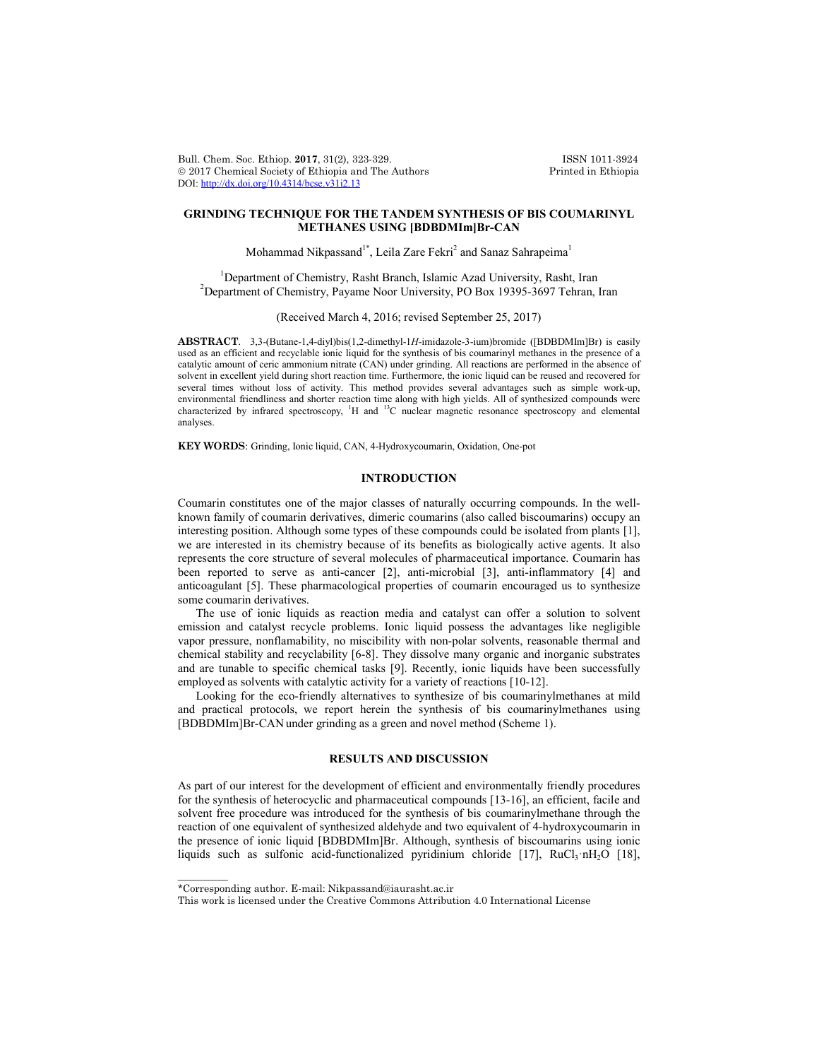# GRINDING TECHNIQUE FOR THE TANDEM SYNTHESIS OF BIS COUMARINYL METHANES USING [BDBDMIm]Br-CAN

Mohammad Nikpassand[1*], Leila Zare Fekri[2] and Sanaz Sahrapeima[1]

[1]Department of Chemistry, Rasht Branch, Islamic Azad University, Rasht, Iran
[2]Department of Chemistry, Payame Noor University, PO Box 19395-3697 Tehran, Iran

(Received March 4, 2016; revised September 25, 2017)

**ABSTRACT**. 3,3-(Butane-1,4-diyl)bis(1,2-dimethyl-1*H*-imidazole-3-ium)bromide ([BDBDMIm]Br) is easily used as an efficient and recyclable ionic liquid for the synthesis of bis coumarinyl methanes in the presence of a catalytic amount of ceric ammonium nitrate (CAN) under grinding. All reactions are performed in the absence of solvent in excellent yield during short reaction time. Furthermore, the ionic liquid can be reused and recovered for several times without loss of activity. This method provides several advantages such as simple work-up, environmental friendliness and shorter reaction time along with high yields. All of synthesized compounds were characterized by infrared spectroscopy, $^{1}H$ and $^{13}C$ nuclear magnetic resonance spectroscopy and elemental analyses.

**KEY WORDS**: Grinding, Ionic liquid, CAN, 4-Hydroxycoumarin, Oxidation, One-pot

## INTRODUCTION

Coumarin constitutes one of the major classes of naturally occurring compounds. In the well-known family of coumarin derivatives, dimeric coumarins (also called biscoumarins) occupy an interesting position. Although some types of these compounds could be isolated from plants [1], we are interested in its chemistry because of its benefits as biologically active agents. It also represents the core structure of several molecules of pharmaceutical importance. Coumarin has been reported to serve as anti-cancer [2], anti-microbial [3], anti-inflammatory [4] and anticoagulant [5]. These pharmacological properties of coumarin encouraged us to synthesize some coumarin derivatives.

The use of ionic liquids as reaction media and catalyst can offer a solution to solvent emission and catalyst recycle problems. Ionic liquid possess the advantages like negligible vapor pressure, nonflamability, no miscibility with non-polar solvents, reasonable thermal and chemical stability and recyclability [6-8]. They dissolve many organic and inorganic substrates and are tunable to specific chemical tasks [9]. Recently, ionic liquids have been successfully employed as solvents with catalytic activity for a variety of reactions [10-12].

Looking for the eco-friendly alternatives to synthesize of bis coumarinylmethanes at mild and practical protocols, we report herein the synthesis of bis coumarinylmethanes using [BDBDMIm]Br-CAN under grinding as a green and novel method (Scheme 1).

## RESULTS AND DISCUSSION

As part of our interest for the development of efficient and environmentally friendly procedures for the synthesis of heterocyclic and pharmaceutical compounds [13-16], an efficient, facile and solvent free procedure was introduced for the synthesis of bis coumarinylmethane through the reaction of one equivalent of synthesized aldehyde and two equivalent of 4-hydroxycoumarin in the presence of ionic liquid [BDBDMIm]Br. Although, synthesis of biscoumarins using ionic liquids such as sulfonic acid-functionalized pyridinium chloride [17], $RuCl_3 \cdot nH_2O$ [18],

\*Corresponding author. E-mail: Nikpassand@iaurasht.ac.ir

This work is licensed under the Creative Commons Attribution 4.0 International License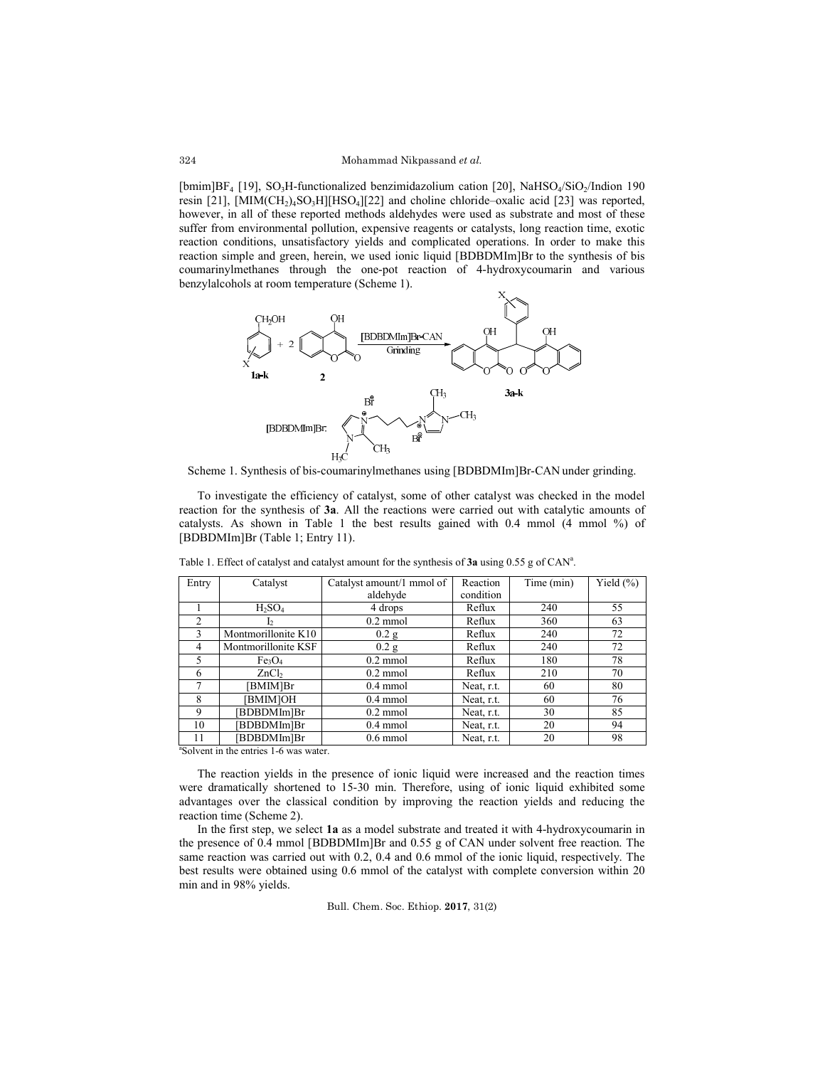[bmim]$BF_4$ [19], $SO_3H$-functionalized benzimidazolium cation [20], $NaHSO_4$/$SiO_2$/Indion 190 resin [21], [MIM$(CH_2)_4SO_3H$][$HSO_4$][22] and choline chloride–oxalic acid [23] was reported, however, in all of these reported methods aldehydes were used as substrate and most of these suffer from environmental pollution, expensive reagents or catalysts, long reaction time, exotic reaction conditions, unsatisfactory yields and complicated operations. In order to make this reaction simple and green, herein, we used ionic liquid [BDBDMIm]Br to the synthesis of bis coumarinylmethanes through the one-pot reaction of 4-hydroxycoumarin and various benzylalcohols at room temperature (Scheme 1).

Scheme 1. Synthesis of bis-coumarinylmethanes using [BDBDMIm]Br-CAN under grinding.

To investigate the efficiency of catalyst, some of other catalyst was checked in the model reaction for the synthesis of **3a**. All the reactions were carried out with catalytic amounts of catalysts. As shown in Table 1 the best results gained with 0.4 mmol (4 mmol %) of [BDBDMIm]Br (Table 1; Entry 11).

Table 1. Effect of catalyst and catalyst amount for the synthesis of **3a** using 0.55 g of CAN[a].

| Entry | Catalyst | Catalyst amount/1 mmol of aldehyde | Reaction condition | Time (min) | Yield (%) |
|---|---|---|---|---|---|
| 1 | $H_2SO_4$ | 4 drops | Reflux | 240 | 55 |
| 2 | $I_2$ | 0.2 mmol | Reflux | 360 | 63 |
| 3 | Montmorillonite K10 | 0.2 g | Reflux | 240 | 72 |
| 4 | Montmorillonite KSF | 0.2 g | Reflux | 240 | 72 |
| 5 | $Fe_3O_4$ | 0.2 mmol | Reflux | 180 | 78 |
| 6 | $ZnCl_2$ | 0.2 mmol | Reflux | 210 | 70 |
| 7 | [BMIM]Br | 0.4 mmol | Neat, r.t. | 60 | 80 |
| 8 | [BMIM]OH | 0.4 mmol | Neat, r.t. | 60 | 76 |
| 9 | [BDBDMIm]Br | 0.2 mmol | Neat, r.t. | 30 | 85 |
| 10 | [BDBDMIm]Br | 0.4 mmol | Neat, r.t. | 20 | 94 |
| 11 | [BDBDMIm]Br | 0.6 mmol | Neat, r.t. | 20 | 98 |

[a]Solvent in the entries 1-6 was water.

The reaction yields in the presence of ionic liquid were increased and the reaction times were dramatically shortened to 15-30 min. Therefore, using of ionic liquid exhibited some advantages over the classical condition by improving the reaction yields and reducing the reaction time (Scheme 2).

In the first step, we select **1a** as a model substrate and treated it with 4-hydroxycoumarin in the presence of 0.4 mmol [BDBDMIm]Br and 0.55 g of CAN under solvent free reaction. The same reaction was carried out with 0.2, 0.4 and 0.6 mmol of the ionic liquid, respectively. The best results were obtained using 0.6 mmol of the catalyst with complete conversion within 20 min and in 98% yields.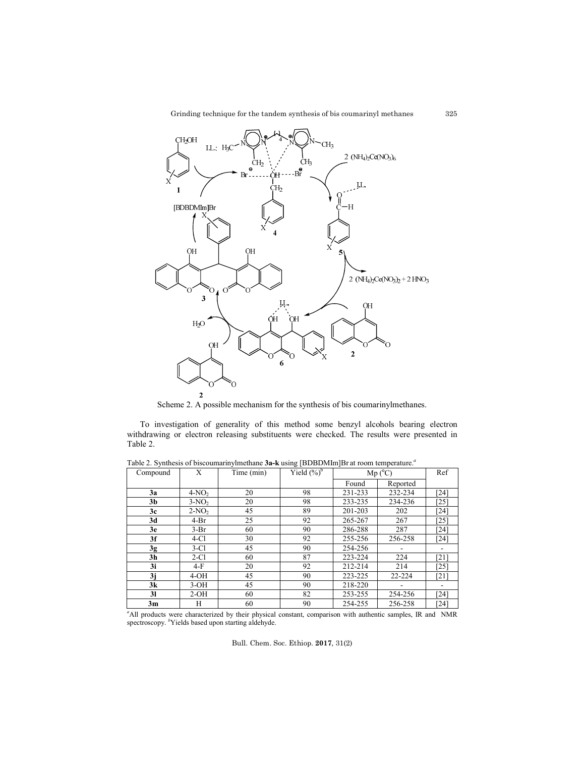Scheme 2. A possible mechanism for the synthesis of bis coumarinylmethanes.

To investigation of generality of this method some benzyl alcohols bearing electron withdrawing or electron releasing substituents were checked. The results were presented in Table 2.

Table 2. Synthesis of biscoumarinylmethane **3a-k** using [BDBDMIm]Br at room temperature.[a]

| Compound | X | Time (min) | Yield (%)[b] | Mp (°C) | | Ref |
|---|---|---|---|---|---|---|
| | | | | Found | Reported | |
| **3a** | 4-$NO_2$ | 20 | 98 | 231-233 | 232-234 | [24] |
| **3b** | 3-$NO_2$ | 20 | 98 | 233-235 | 234-236 | [25] |
| **3c** | 2-$NO_2$ | 45 | 89 | 201-203 | 202 | [24] |
| **3d** | 4-Br | 25 | 92 | 265-267 | 267 | [25] |
| **3e** | 3-Br | 60 | 90 | 286-288 | 287 | [24] |
| **3f** | 4-Cl | 30 | 92 | 255-256 | 256-258 | [24] |
| **3g** | 3-Cl | 45 | 90 | 254-256 | - | - |
| **3h** | 2-Cl | 60 | 87 | 223-224 | 224 | [21] |
| **3i** | 4-F | 20 | 92 | 212-214 | 214 | [25] |
| **3j** | 4-OH | 45 | 90 | 223-225 | 22-224 | [21] |
| **3k** | 3-OH | 45 | 90 | 218-220 | - | - |
| **3l** | 2-OH | 60 | 82 | 253-255 | 254-256 | [24] |
| **3m** | H | 60 | 90 | 254-255 | 256-258 | [24] |

[a]All products were characterized by their physical constant, comparison with authentic samples, IR and NMR spectroscopy. [b]Yields based upon starting aldehyde.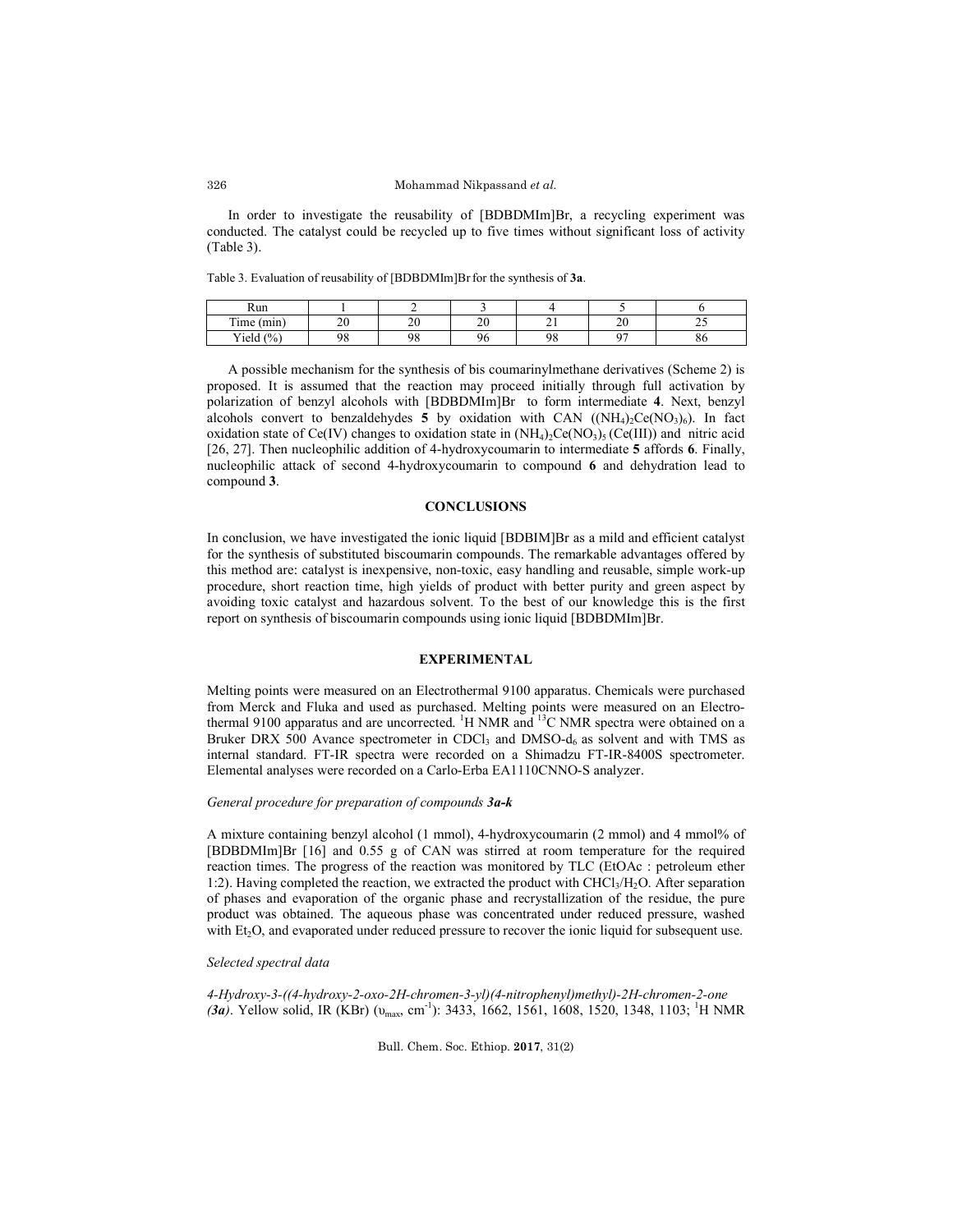In order to investigate the reusability of [BDBDMIm]Br, a recycling experiment was conducted. The catalyst could be recycled up to five times without significant loss of activity (Table 3).

Table 3. Evaluation of reusability of [BDBDMIm]Br for the synthesis of **3a**.

| Run | 1 | 2 | 3 | 4 | 5 | 6 |
|---|---|---|---|---|---|---|
| Time (min) | 20 | 20 | 20 | 21 | 20 | 25 |
| Yield (%) | 98 | 98 | 96 | 98 | 97 | 86 |

A possible mechanism for the synthesis of bis coumarinylmethane derivatives (Scheme 2) is proposed. It is assumed that the reaction may proceed initially through full activation by polarization of benzyl alcohols with [BDBDMIm]Br to form intermediate **4**. Next, benzyl alcohols convert to benzaldehydes **5** by oxidation with CAN ($(NH_4)_2Ce(NO_3)_6$). In fact oxidation state of Ce(IV) changes to oxidation state in $(NH_4)_2Ce(NO_3)_5$ (Ce(III)) and nitric acid [26, 27]. Then nucleophilic addition of 4-hydroxycoumarin to intermediate **5** affords **6**. Finally, nucleophilic attack of second 4-hydroxycoumarin to compound **6** and dehydration lead to compound **3**.

## CONCLUSIONS

In conclusion, we have investigated the ionic liquid [BDBIM]Br as a mild and efficient catalyst for the synthesis of substituted biscoumarin compounds. The remarkable advantages offered by this method are: catalyst is inexpensive, non-toxic, easy handling and reusable, simple work-up procedure, short reaction time, high yields of product with better purity and green aspect by avoiding toxic catalyst and hazardous solvent. To the best of our knowledge this is the first report on synthesis of biscoumarin compounds using ionic liquid [BDBDMIm]Br.

## EXPERIMENTAL

Melting points were measured on an Electrothermal 9100 apparatus. Chemicals were purchased from Merck and Fluka and used as purchased. Melting points were measured on an Electrothermal 9100 apparatus and are uncorrected. $^1$H NMR and $^{13}$C NMR spectra were obtained on a Bruker DRX 500 Avance spectrometer in $CDCl_3$ and DMSO-$d_6$ as solvent and with TMS as internal standard. FT-IR spectra were recorded on a Shimadzu FT-IR-8400S spectrometer. Elemental analyses were recorded on a Carlo-Erba EA1110CNNO-S analyzer.

*General procedure for preparation of compounds **3a-k***

A mixture containing benzyl alcohol (1 mmol), 4-hydroxycoumarin (2 mmol) and 4 mmol% of [BDBDMIm]Br [16] and 0.55 g of CAN was stirred at room temperature for the required reaction times. The progress of the reaction was monitored by TLC (EtOAc : petroleum ether 1:2). Having completed the reaction, we extracted the product with $CHCl_3/H_2O$. After separation of phases and evaporation of the organic phase and recrystallization of the residue, the pure product was obtained. The aqueous phase was concentrated under reduced pressure, washed with $Et_2O$, and evaporated under reduced pressure to recover the ionic liquid for subsequent use.

*Selected spectral data*

*4-Hydroxy-3-((4-hydroxy-2-oxo-2H-chromen-3-yl)(4-nitrophenyl)methyl)-2H-chromen-2-one (**3a**)*. Yellow solid, IR (KBr) ($\upsilon_{max}$, cm$^{-1}$): 3433, 1662, 1561, 1608, 1520, 1348, 1103; $^1$H NMR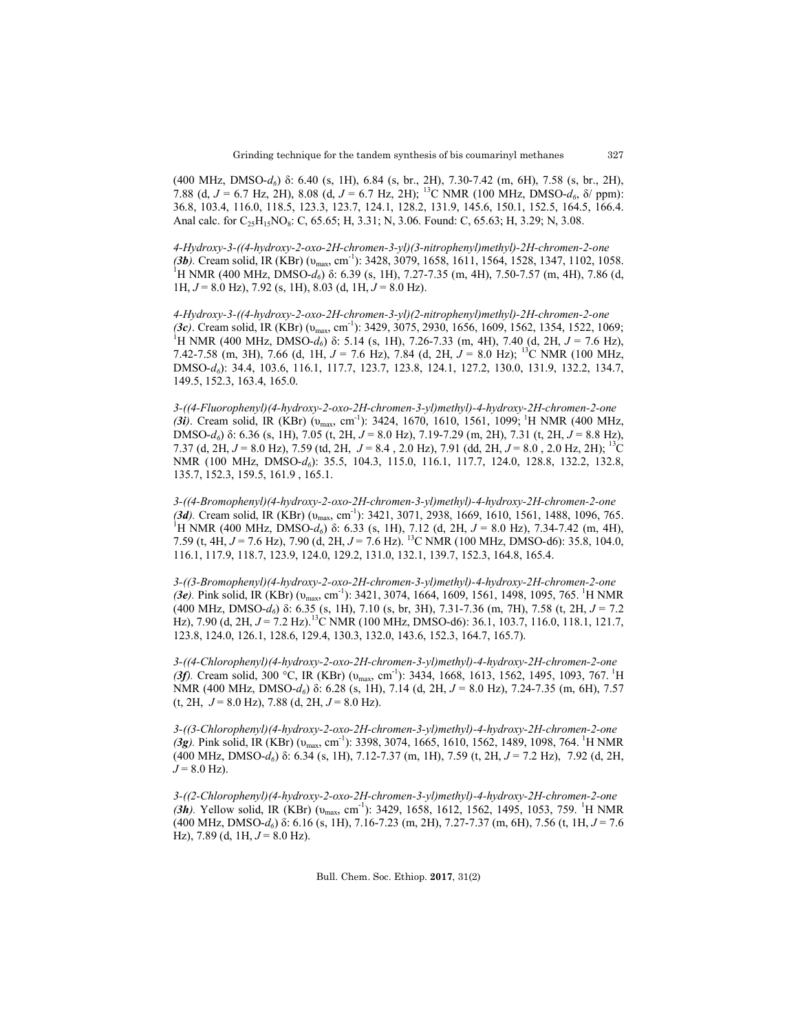(400 MHz, DMSO-$d_6$) δ: 6.40 (s, 1H), 6.84 (s, br., 2H), 7.30-7.42 (m, 6H), 7.58 (s, br., 2H), 7.88 (d, $J$ = 6.7 Hz, 2H), 8.08 (d, $J$ = 6.7 Hz, 2H); $^{13}$C NMR (100 MHz, DMSO-$d_6$, δ/ ppm): 36.8, 103.4, 116.0, 118.5, 123.3, 123.7, 124.1, 128.2, 131.9, 145.6, 150.1, 152.5, 164.5, 166.4. Anal calc. for $C_{25}H_{15}NO_8$: C, 65.65; H, 3.31; N, 3.06. Found: C, 65.63; H, 3.29; N, 3.08.

*4-Hydroxy-3-((4-hydroxy-2-oxo-2H-chromen-3-yl)(3-nitrophenyl)methyl)-2H-chromen-2-one (**3b**).* Cream solid, IR (KBr) ($\upsilon_{max}$, cm$^{-1}$): 3428, 3079, 1658, 1611, 1564, 1528, 1347, 1102, 1058. $^{1}$H NMR (400 MHz, DMSO-$d_6$) δ: 6.39 (s, 1H), 7.27-7.35 (m, 4H), 7.50-7.57 (m, 4H), 7.86 (d, 1H, $J$ = 8.0 Hz), 7.92 (s, 1H), 8.03 (d, 1H, $J$ = 8.0 Hz).

*4-Hydroxy-3-((4-hydroxy-2-oxo-2H-chromen-3-yl)(2-nitrophenyl)methyl)-2H-chromen-2-one (**3c**).* Cream solid, IR (KBr) ($\upsilon_{max}$, cm$^{-1}$): 3429, 3075, 2930, 1656, 1609, 1562, 1354, 1522, 1069; $^{1}$H NMR (400 MHz, DMSO-$d_6$) δ: 5.14 (s, 1H), 7.26-7.33 (m, 4H), 7.40 (d, 2H, $J$ = 7.6 Hz), 7.42-7.58 (m, 3H), 7.66 (d, 1H, $J$ = 7.6 Hz), 7.84 (d, 2H, $J$ = 8.0 Hz); $^{13}$C NMR (100 MHz, DMSO-$d_6$): 34.4, 103.6, 116.1, 117.7, 123.7, 123.8, 124.1, 127.2, 130.0, 131.9, 132.2, 134.7, 149.5, 152.3, 163.4, 165.0.

*3-((4-Fluorophenyl)(4-hydroxy-2-oxo-2H-chromen-3-yl)methyl)-4-hydroxy-2H-chromen-2-one (**3i**).* Cream solid, IR (KBr) ($\upsilon_{max}$, cm$^{-1}$): 3424, 1670, 1610, 1561, 1099; $^{1}$H NMR (400 MHz, DMSO-$d_6$) δ: 6.36 (s, 1H), 7.05 (t, 2H, $J$ = 8.0 Hz), 7.19-7.29 (m, 2H), 7.31 (t, 2H, $J$ = 8.8 Hz), 7.37 (d, 2H, $J$ = 8.0 Hz), 7.59 (td, 2H, $J$ = 8.4 , 2.0 Hz), 7.91 (dd, 2H, $J$ = 8.0 , 2.0 Hz, 2H); $^{13}$C NMR (100 MHz, DMSO-$d_6$): 35.5, 104.3, 115.0, 116.1, 117.7, 124.0, 128.8, 132.2, 132.8, 135.7, 152.3, 159.5, 161.9 , 165.1.

*3-((4-Bromophenyl)(4-hydroxy-2-oxo-2H-chromen-3-yl)methyl)-4-hydroxy-2H-chromen-2-one (**3d**).* Cream solid, IR (KBr) ($\upsilon_{max}$, cm$^{-1}$): 3421, 3071, 2938, 1669, 1610, 1561, 1488, 1096, 765. $^{1}$H NMR (400 MHz, DMSO-$d_6$) δ: 6.33 (s, 1H), 7.12 (d, 2H, $J$ = 8.0 Hz), 7.34-7.42 (m, 4H), 7.59 (t, 4H, $J$ = 7.6 Hz), 7.90 (d, 2H, $J$ = 7.6 Hz). $^{13}$C NMR (100 MHz, DMSO-d6): 35.8, 104.0, 116.1, 117.9, 118.7, 123.9, 124.0, 129.2, 131.0, 132.1, 139.7, 152.3, 164.8, 165.4.

*3-((3-Bromophenyl)(4-hydroxy-2-oxo-2H-chromen-3-yl)methyl)-4-hydroxy-2H-chromen-2-one (**3e**).* Pink solid, IR (KBr) ($\upsilon_{max}$, cm$^{-1}$): 3421, 3074, 1664, 1609, 1561, 1498, 1095, 765. $^{1}$H NMR (400 MHz, DMSO-$d_6$) δ: 6.35 (s, 1H), 7.10 (s, br, 3H), 7.31-7.36 (m, 7H), 7.58 (t, 2H, $J$ = 7.2 Hz), 7.90 (d, 2H, $J$ = 7.2 Hz).$^{13}$C NMR (100 MHz, DMSO-d6): 36.1, 103.7, 116.0, 118.1, 121.7, 123.8, 124.0, 126.1, 128.6, 129.4, 130.3, 132.0, 143.6, 152.3, 164.7, 165.7).

*3-((4-Chlorophenyl)(4-hydroxy-2-oxo-2H-chromen-3-yl)methyl)-4-hydroxy-2H-chromen-2-one (**3f**).* Cream solid, 300 °C, IR (KBr) ($\upsilon_{max}$, cm$^{-1}$): 3434, 1668, 1613, 1562, 1495, 1093, 767. $^{1}$H NMR (400 MHz, DMSO-$d_6$) δ: 6.28 (s, 1H), 7.14 (d, 2H, $J$ = 8.0 Hz), 7.24-7.35 (m, 6H), 7.57 (t, 2H, $J$ = 8.0 Hz), 7.88 (d, 2H, $J$ = 8.0 Hz).

*3-((3-Chlorophenyl)(4-hydroxy-2-oxo-2H-chromen-3-yl)methyl)-4-hydroxy-2H-chromen-2-one (**3g**).* Pink solid, IR (KBr) ($\upsilon_{max}$, cm$^{-1}$): 3398, 3074, 1665, 1610, 1562, 1489, 1098, 764. $^{1}$H NMR (400 MHz, DMSO-$d_6$) δ: 6.34 (s, 1H), 7.12-7.37 (m, 1H), 7.59 (t, 2H, $J$ = 7.2 Hz), 7.92 (d, 2H, $J$ = 8.0 Hz).

*3-((2-Chlorophenyl)(4-hydroxy-2-oxo-2H-chromen-3-yl)methyl)-4-hydroxy-2H-chromen-2-one (**3h**).* Yellow solid, IR (KBr) ($\upsilon_{max}$, cm$^{-1}$): 3429, 1658, 1612, 1562, 1495, 1053, 759. $^{1}$H NMR (400 MHz, DMSO-$d_6$) δ: 6.16 (s, 1H), 7.16-7.23 (m, 2H), 7.27-7.37 (m, 6H), 7.56 (t, 1H, $J$ = 7.6 Hz), 7.89 (d, 1H, $J$ = 8.0 Hz).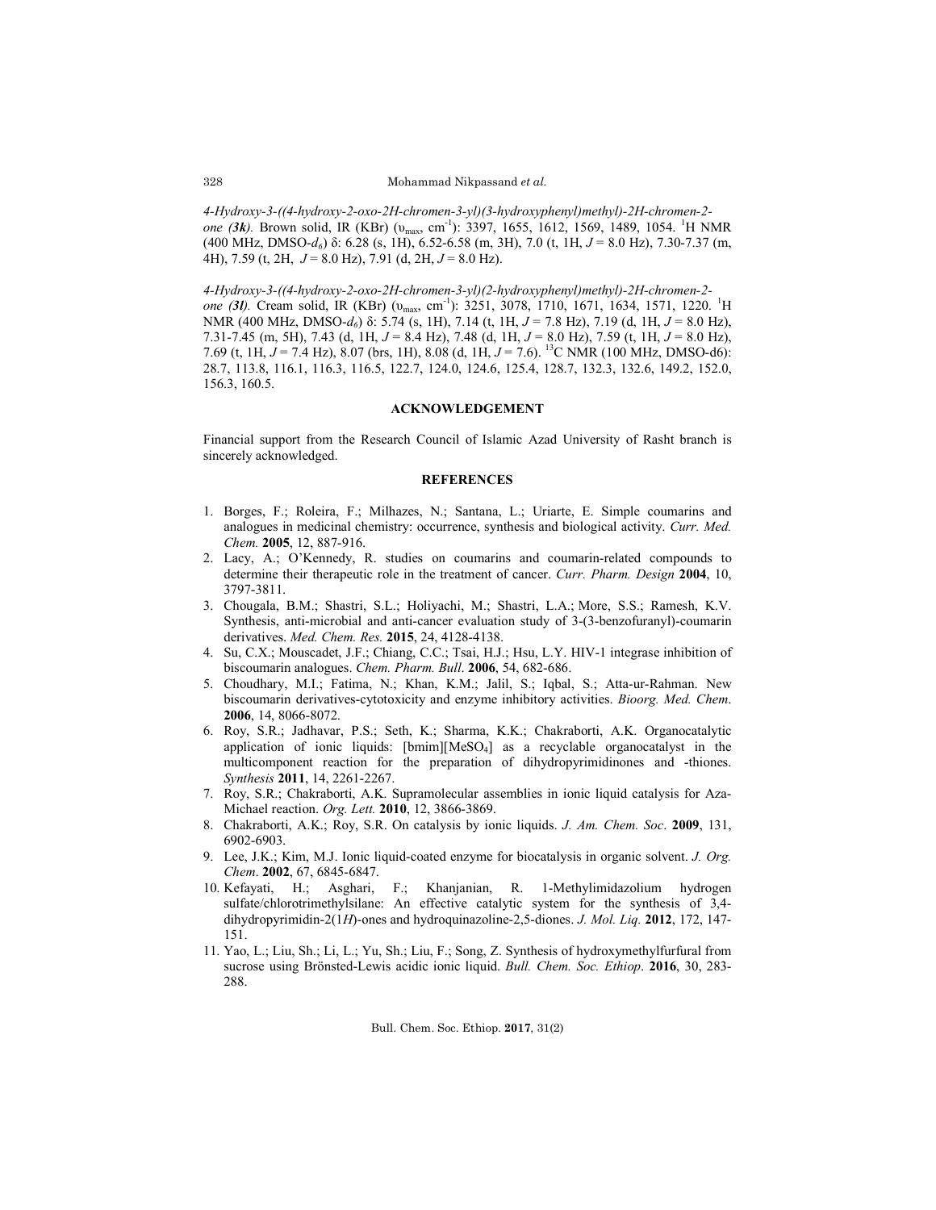*4-Hydroxy-3-((4-hydroxy-2-oxo-2H-chromen-3-yl)(3-hydroxyphenyl)methyl)-2H-chromen-2-one (3k).* Brown solid, IR (KBr) ($\upsilon_{max}$, cm$^{-1}$): 3397, 1655, 1612, 1569, 1489, 1054. $^1$H NMR (400 MHz, DMSO-$d_6$) δ: 6.28 (s, 1H), 6.52-6.58 (m, 3H), 7.0 (t, 1H, $J$ = 8.0 Hz), 7.30-7.37 (m, 4H), 7.59 (t, 2H, $J$ = 8.0 Hz), 7.91 (d, 2H, $J$ = 8.0 Hz).

*4-Hydroxy-3-((4-hydroxy-2-oxo-2H-chromen-3-yl)(2-hydroxyphenyl)methyl)-2H-chromen-2-one (3l).* Cream solid, IR (KBr) ($\upsilon_{max}$, cm$^{-1}$): 3251, 3078, 1710, 1671, 1634, 1571, 1220. $^1$H NMR (400 MHz, DMSO-$d_6$) δ: 5.74 (s, 1H), 7.14 (t, 1H, $J$ = 7.8 Hz), 7.19 (d, 1H, $J$ = 8.0 Hz), 7.31-7.45 (m, 5H), 7.43 (d, 1H, $J$ = 8.4 Hz), 7.48 (d, 1H, $J$ = 8.0 Hz), 7.59 (t, 1H, $J$ = 8.0 Hz), 7.69 (t, 1H, $J$ = 7.4 Hz), 8.07 (brs, 1H), 8.08 (d, 1H, $J$ = 7.6). $^{13}$C NMR (100 MHz, DMSO-d6): 28.7, 113.8, 116.1, 116.3, 116.5, 122.7, 124.0, 124.6, 125.4, 128.7, 132.3, 132.6, 149.2, 152.0, 156.3, 160.5.

## ACKNOWLEDGEMENT

Financial support from the Research Council of Islamic Azad University of Rasht branch is sincerely acknowledged.

## REFERENCES

1. Borges, F.; Roleira, F.; Milhazes, N.; Santana, L.; Uriarte, E. Simple coumarins and analogues in medicinal chemistry: occurrence, synthesis and biological activity. *Curr. Med. Chem.* **2005**, 12, 887-916.
2. Lacy, A.; O'Kennedy, R. studies on coumarins and coumarin-related compounds to determine their therapeutic role in the treatment of cancer. *Curr. Pharm. Design* **2004**, 10, 3797-3811.
3. Chougala, B.M.; Shastri, S.L.; Holiyachi, M.; Shastri, L.A.; More, S.S.; Ramesh, K.V. Synthesis, anti-microbial and anti-cancer evaluation study of 3-(3-benzofuranyl)-coumarin derivatives. *Med. Chem. Res.* **2015**, 24, 4128-4138.
4. Su, C.X.; Mouscadet, J.F.; Chiang, C.C.; Tsai, H.J.; Hsu, L.Y. HIV-1 integrase inhibition of biscoumarin analogues. *Chem. Pharm. Bull*. **2006**, 54, 682-686.
5. Choudhary, M.I.; Fatima, N.; Khan, K.M.; Jalil, S.; Iqbal, S.; Atta-ur-Rahman. New biscoumarin derivatives-cytotoxicity and enzyme inhibitory activities. *Bioorg. Med. Chem*. **2006**, 14, 8066-8072.
6. Roy, S.R.; Jadhavar, P.S.; Seth, K.; Sharma, K.K.; Chakraborti, A.K. Organocatalytic application of ionic liquids: [bmim][$MeSO_4$] as a recyclable organocatalyst in the multicomponent reaction for the preparation of dihydropyrimidinones and -thiones. *Synthesis* **2011**, 14, 2261-2267.
7. Roy, S.R.; Chakraborti, A.K. Supramolecular assemblies in ionic liquid catalysis for Aza-Michael reaction. *Org. Lett.* **2010**, 12, 3866-3869.
8. Chakraborti, A.K.; Roy, S.R. On catalysis by ionic liquids. *J. Am. Chem. Soc*. **2009**, 131, 6902-6903.
9. Lee, J.K.; Kim, M.J. Ionic liquid-coated enzyme for biocatalysis in organic solvent. *J. Org. Chem*. **2002**, 67, 6845-6847.
10. Kefayati, H.; Asghari, F.; Khanjanian, R. 1-Methylimidazolium hydrogen sulfate/chlorotrimethylsilane: An effective catalytic system for the synthesis of 3,4-dihydropyrimidin-2(1*H*)-ones and hydroquinazoline-2,5-diones. *J. Mol. Liq.* **2012**, 172, 147-151.
11. Yao, L.; Liu, Sh.; Li, L.; Yu, Sh.; Liu, F.; Song, Z. Synthesis of hydroxymethylfurfural from sucrose using Brönsted-Lewis acidic ionic liquid. *Bull. Chem. Soc. Ethiop*. **2016**, 30, 283-288.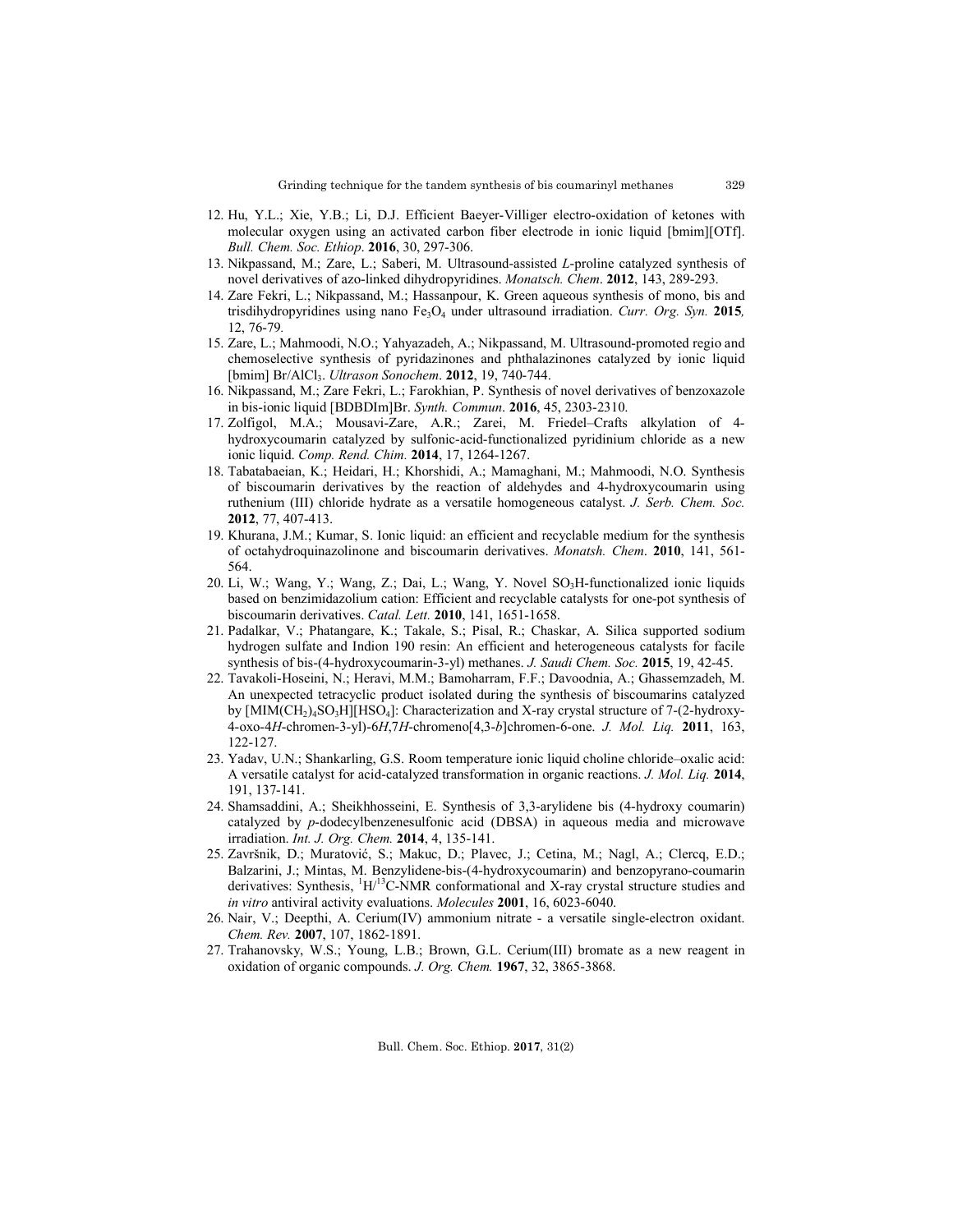12. Hu, Y.L.; Xie, Y.B.; Li, D.J. Efficient Baeyer-Villiger electro-oxidation of ketones with molecular oxygen using an activated carbon fiber electrode in ionic liquid [bmim][OTf]. *Bull. Chem. Soc. Ethiop*. **2016**, 30, 297-306.
13. Nikpassand, M.; Zare, L.; Saberi, M. Ultrasound-assisted *L*-proline catalyzed synthesis of novel derivatives of azo-linked dihydropyridines. *Monatsch. Chem*. **2012**, 143, 289-293.
14. Zare Fekri, L.; Nikpassand, M.; Hassanpour, K. Green aqueous synthesis of mono, bis and trisdihydropyridines using nano $Fe_3O_4$ under ultrasound irradiation. *Curr. Org. Syn.* **2015***,* 12, 76-79*.*
15. Zare, L.; Mahmoodi, N.O.; Yahyazadeh, A.; Nikpassand, M. Ultrasound-promoted regio and chemoselective synthesis of pyridazinones and phthalazinones catalyzed by ionic liquid [bmim] Br/$AlCl_3$. *Ultrason Sonochem*. **2012**, 19, 740-744.
16. Nikpassand, M.; Zare Fekri, L.; Farokhian, P. Synthesis of novel derivatives of benzoxazole in bis-ionic liquid [BDBDIm]Br. *Synth. Commun*. **2016**, 45, 2303-2310.
17. Zolfigol, M.A.; Mousavi-Zare, A.R.; Zarei, M. Friedel–Crafts alkylation of 4-hydroxycoumarin catalyzed by sulfonic-acid-functionalized pyridinium chloride as a new ionic liquid. *Comp. Rend. Chim.* **2014**, 17, 1264-1267.
18. Tabatabaeian, K.; Heidari, H.; Khorshidi, A.; Mamaghani, M.; Mahmoodi, N.O. Synthesis of biscoumarin derivatives by the reaction of aldehydes and 4-hydroxycoumarin using ruthenium (III) chloride hydrate as a versatile homogeneous catalyst. *J. Serb. Chem. Soc.* **2012**, 77, 407-413.
19. Khurana, J.M.; Kumar, S. Ionic liquid: an efficient and recyclable medium for the synthesis of octahydroquinazolinone and biscoumarin derivatives. *Monatsh. Chem*. **2010**, 141, 561-564.
20. Li, W.; Wang, Y.; Wang, Z.; Dai, L.; Wang, Y. Novel $SO_3H$-functionalized ionic liquids based on benzimidazolium cation: Efficient and recyclable catalysts for one-pot synthesis of biscoumarin derivatives. *Catal. Lett.* **2010**, 141, 1651-1658.
21. Padalkar, V.; Phatangare, K.; Takale, S.; Pisal, R.; Chaskar, A. Silica supported sodium hydrogen sulfate and Indion 190 resin: An efficient and heterogeneous catalysts for facile synthesis of bis-(4-hydroxycoumarin-3-yl) methanes. *J. Saudi Chem. Soc.* **2015**, 19, 42-45.
22. Tavakoli-Hoseini, N.; Heravi, M.M.; Bamoharram, F.F.; Davoodnia, A.; Ghassemzadeh, M. An unexpected tetracyclic product isolated during the synthesis of biscoumarins catalyzed by [MIM$(CH_2)_4SO_3H$][$HSO_4$]: Characterization and X-ray crystal structure of 7-(2-hydroxy-4-oxo-4*H*-chromen-3-yl)-6*H*,7*H*-chromeno[4,3-*b*]chromen-6-one. *J. Mol. Liq.* **2011**, 163, 122-127.
23. Yadav, U.N.; Shankarling, G.S. Room temperature ionic liquid choline chloride–oxalic acid: A versatile catalyst for acid-catalyzed transformation in organic reactions. *J. Mol. Liq.* **2014**, 191, 137-141.
24. Shamsaddini, A.; Sheikhhosseini, E. Synthesis of 3,3-arylidene bis (4-hydroxy coumarin) catalyzed by *p*-dodecylbenzenesulfonic acid (DBSA) in aqueous media and microwave irradiation. *Int. J. Org. Chem.* **2014**, 4, 135-141.
25. Završnik, D.; Muratović, S.; Makuc, D.; Plavec, J.; Cetina, M.; Nagl, A.; Clercq, E.D.; Balzarini, J.; Mintas, M. Benzylidene-bis-(4-hydroxycoumarin) and benzopyrano-coumarin derivatives: Synthesis, $^{1}H/^{13}C$-NMR conformational and X-ray crystal structure studies and *in vitro* antiviral activity evaluations. *Molecules* **2001**, 16, 6023-6040.
26. Nair, V.; Deepthi, A. Cerium(IV) ammonium nitrate - a versatile single-electron oxidant. *Chem. Rev.* **2007**, 107, 1862-1891.
27. Trahanovsky, W.S.; Young, L.B.; Brown, G.L. Cerium(III) bromate as a new reagent in oxidation of organic compounds. *J. Org. Chem.* **1967**, 32, 3865-3868.